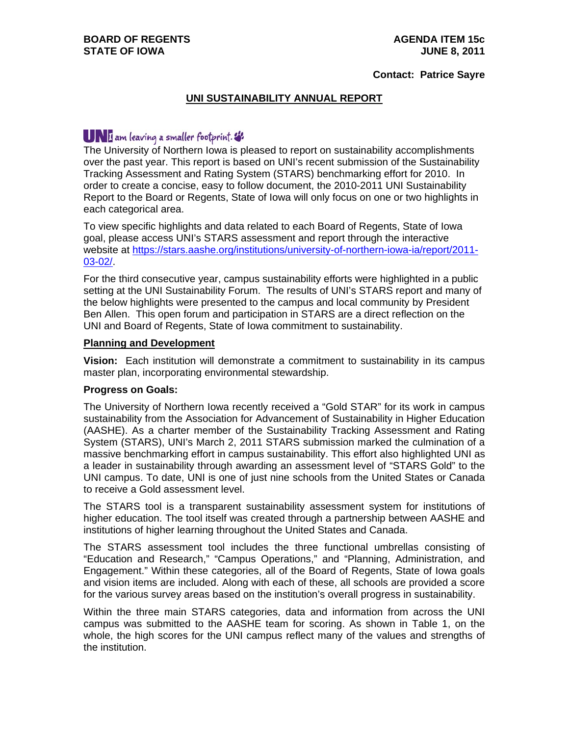**BOARD OF REGENTS**
**STATE OF IOWA**

**AGENDA ITEM 15c**
**JUNE 8, 2011**

**Contact: Patrice Sayre**

# UNI SUSTAINABILITY ANNUAL REPORT

UNI I am leaving a smaller footprint.

The University of Northern Iowa is pleased to report on sustainability accomplishments over the past year. This report is based on UNI's recent submission of the Sustainability Tracking Assessment and Rating System (STARS) benchmarking effort for 2010. In order to create a concise, easy to follow document, the 2010-2011 UNI Sustainability Report to the Board or Regents, State of Iowa will only focus on one or two highlights in each categorical area.

To view specific highlights and data related to each Board of Regents, State of Iowa goal, please access UNI's STARS assessment and report through the interactive website at https://stars.aashe.org/institutions/university-of-northern-iowa-ia/report/2011-03-02/.

For the third consecutive year, campus sustainability efforts were highlighted in a public setting at the UNI Sustainability Forum. The results of UNI's STARS report and many of the below highlights were presented to the campus and local community by President Ben Allen. This open forum and participation in STARS are a direct reflection on the UNI and Board of Regents, State of Iowa commitment to sustainability.

## Planning and Development

**Vision:** Each institution will demonstrate a commitment to sustainability in its campus master plan, incorporating environmental stewardship.

**Progress on Goals:**

The University of Northern Iowa recently received a "Gold STAR" for its work in campus sustainability from the Association for Advancement of Sustainability in Higher Education (AASHE). As a charter member of the Sustainability Tracking Assessment and Rating System (STARS), UNI's March 2, 2011 STARS submission marked the culmination of a massive benchmarking effort in campus sustainability. This effort also highlighted UNI as a leader in sustainability through awarding an assessment level of "STARS Gold" to the UNI campus. To date, UNI is one of just nine schools from the United States or Canada to receive a Gold assessment level.

The STARS tool is a transparent sustainability assessment system for institutions of higher education. The tool itself was created through a partnership between AASHE and institutions of higher learning throughout the United States and Canada.

The STARS assessment tool includes the three functional umbrellas consisting of "Education and Research," "Campus Operations," and "Planning, Administration, and Engagement." Within these categories, all of the Board of Regents, State of Iowa goals and vision items are included. Along with each of these, all schools are provided a score for the various survey areas based on the institution's overall progress in sustainability.

Within the three main STARS categories, data and information from across the UNI campus was submitted to the AASHE team for scoring. As shown in Table 1, on the whole, the high scores for the UNI campus reflect many of the values and strengths of the institution.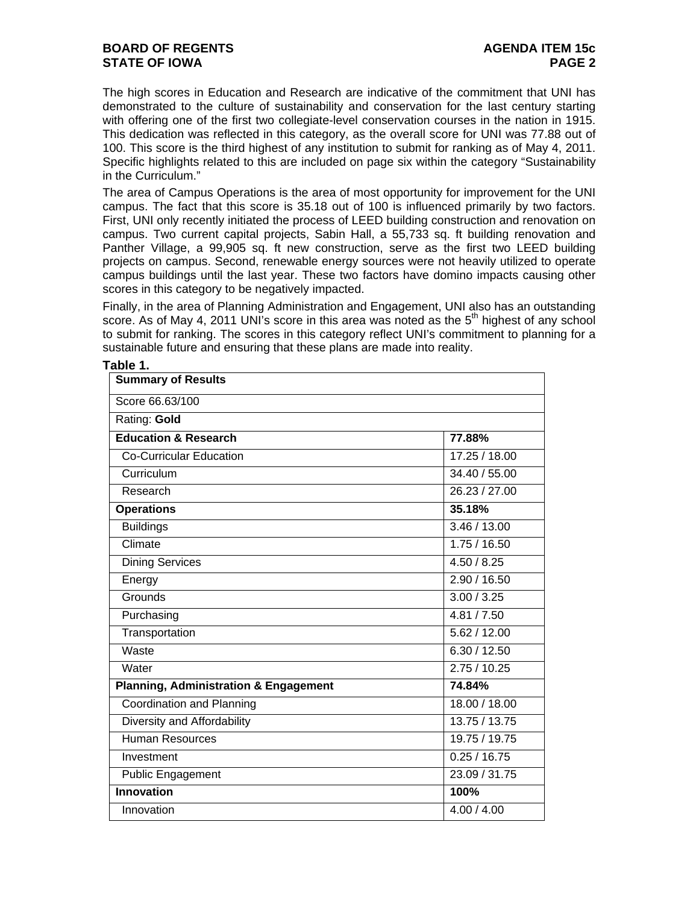The high scores in Education and Research are indicative of the commitment that UNI has demonstrated to the culture of sustainability and conservation for the last century starting with offering one of the first two collegiate-level conservation courses in the nation in 1915. This dedication was reflected in this category, as the overall score for UNI was 77.88 out of 100. This score is the third highest of any institution to submit for ranking as of May 4, 2011. Specific highlights related to this are included on page six within the category "Sustainability in the Curriculum."

The area of Campus Operations is the area of most opportunity for improvement for the UNI campus. The fact that this score is 35.18 out of 100 is influenced primarily by two factors. First, UNI only recently initiated the process of LEED building construction and renovation on campus. Two current capital projects, Sabin Hall, a 55,733 sq. ft building renovation and Panther Village, a 99,905 sq. ft new construction, serve as the first two LEED building projects on campus. Second, renewable energy sources were not heavily utilized to operate campus buildings until the last year. These two factors have domino impacts causing other scores in this category to be negatively impacted.

Finally, in the area of Planning Administration and Engagement, UNI also has an outstanding score. As of May 4, 2011 UNI's score in this area was noted as the 5th highest of any school to submit for ranking. The scores in this category reflect UNI's commitment to planning for a sustainable future and ensuring that these plans are made into reality.

**Table 1.**

| **Summary of Results** | |
|---|---|
| Score 66.63/100 | |
| Rating: **Gold** | |
| **Education & Research** | **77.88%** |
| Co-Curricular Education | 17.25 / 18.00 |
| Curriculum | 34.40 / 55.00 |
| Research | 26.23 / 27.00 |
| **Operations** | **35.18%** |
| Buildings | 3.46 / 13.00 |
| Climate | 1.75 / 16.50 |
| Dining Services | 4.50 / 8.25 |
| Energy | 2.90 / 16.50 |
| Grounds | 3.00 / 3.25 |
| Purchasing | 4.81 / 7.50 |
| Transportation | 5.62 / 12.00 |
| Waste | 6.30 / 12.50 |
| Water | 2.75 / 10.25 |
| **Planning, Administration & Engagement** | **74.84%** |
| Coordination and Planning | 18.00 / 18.00 |
| Diversity and Affordability | 13.75 / 13.75 |
| Human Resources | 19.75 / 19.75 |
| Investment | 0.25 / 16.75 |
| Public Engagement | 23.09 / 31.75 |
| **Innovation** | **100%** |
| Innovation | 4.00 / 4.00 |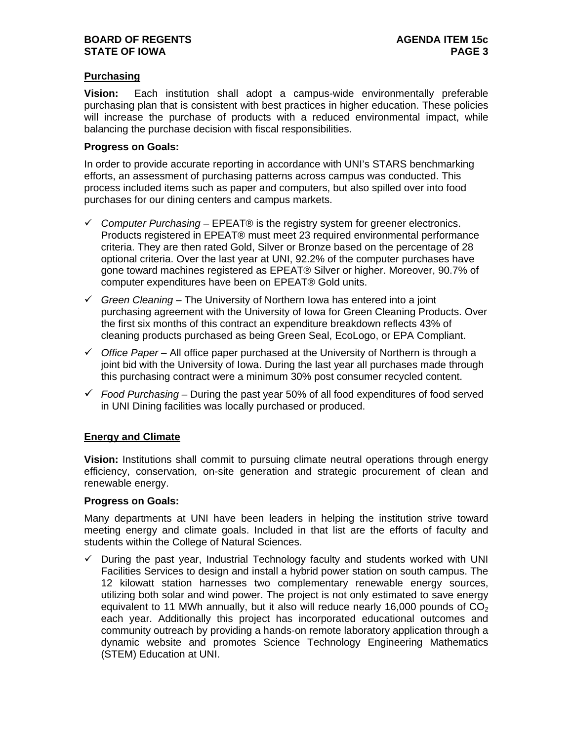## Purchasing

**Vision:** Each institution shall adopt a campus-wide environmentally preferable purchasing plan that is consistent with best practices in higher education. These policies will increase the purchase of products with a reduced environmental impact, while balancing the purchase decision with fiscal responsibilities.

**Progress on Goals:**

In order to provide accurate reporting in accordance with UNI's STARS benchmarking efforts, an assessment of purchasing patterns across campus was conducted. This process included items such as paper and computers, but also spilled over into food purchases for our dining centers and campus markets.

- ✓ *Computer Purchasing* – EPEAT® is the registry system for greener electronics. Products registered in EPEAT® must meet 23 required environmental performance criteria. They are then rated Gold, Silver or Bronze based on the percentage of 28 optional criteria. Over the last year at UNI, 92.2% of the computer purchases have gone toward machines registered as EPEAT® Silver or higher. Moreover, 90.7% of computer expenditures have been on EPEAT® Gold units.
- ✓ *Green Cleaning* – The University of Northern Iowa has entered into a joint purchasing agreement with the University of Iowa for Green Cleaning Products. Over the first six months of this contract an expenditure breakdown reflects 43% of cleaning products purchased as being Green Seal, EcoLogo, or EPA Compliant.
- ✓ *Office Paper* – All office paper purchased at the University of Northern is through a joint bid with the University of Iowa. During the last year all purchases made through this purchasing contract were a minimum 30% post consumer recycled content.
- ✓ *Food Purchasing* – During the past year 50% of all food expenditures of food served in UNI Dining facilities was locally purchased or produced.

## Energy and Climate

**Vision:** Institutions shall commit to pursuing climate neutral operations through energy efficiency, conservation, on-site generation and strategic procurement of clean and renewable energy.

**Progress on Goals:**

Many departments at UNI have been leaders in helping the institution strive toward meeting energy and climate goals. Included in that list are the efforts of faculty and students within the College of Natural Sciences.

- ✓ During the past year, Industrial Technology faculty and students worked with UNI Facilities Services to design and install a hybrid power station on south campus. The 12 kilowatt station harnesses two complementary renewable energy sources, utilizing both solar and wind power. The project is not only estimated to save energy equivalent to 11 MWh annually, but it also will reduce nearly 16,000 pounds of $CO_2$ each year. Additionally this project has incorporated educational outcomes and community outreach by providing a hands-on remote laboratory application through a dynamic website and promotes Science Technology Engineering Mathematics (STEM) Education at UNI.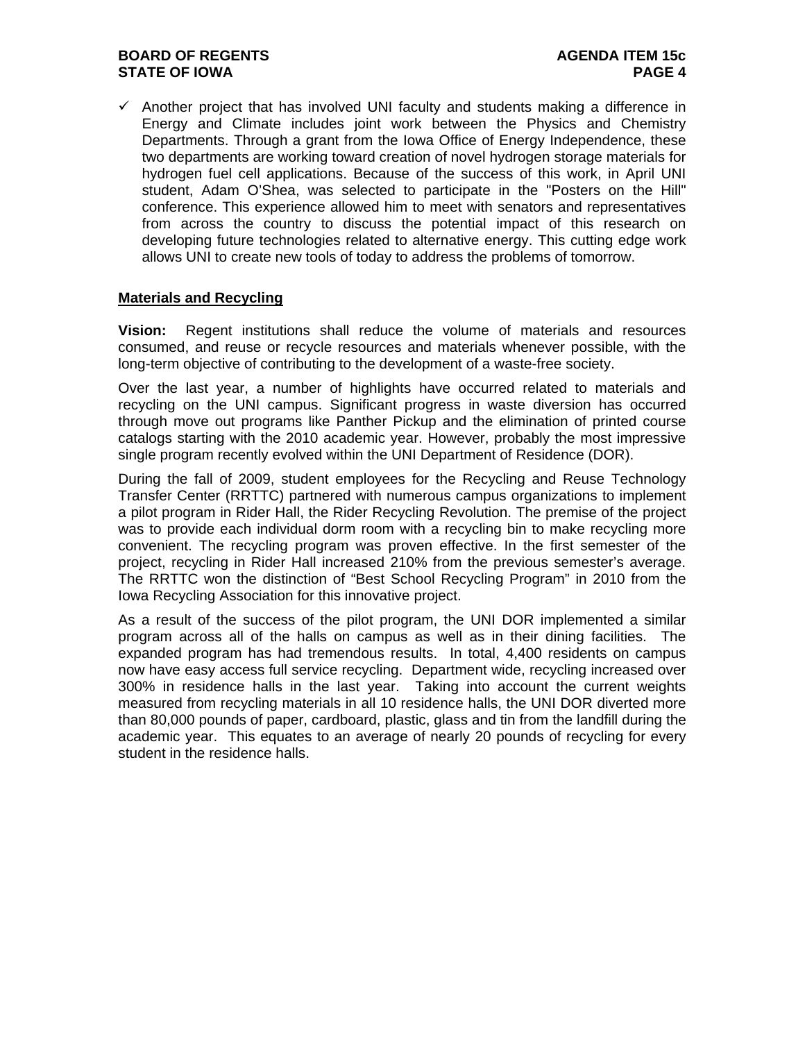- ✓ Another project that has involved UNI faculty and students making a difference in Energy and Climate includes joint work between the Physics and Chemistry Departments. Through a grant from the Iowa Office of Energy Independence, these two departments are working toward creation of novel hydrogen storage materials for hydrogen fuel cell applications. Because of the success of this work, in April UNI student, Adam O'Shea, was selected to participate in the "Posters on the Hill" conference. This experience allowed him to meet with senators and representatives from across the country to discuss the potential impact of this research on developing future technologies related to alternative energy. This cutting edge work allows UNI to create new tools of today to address the problems of tomorrow.

<u>**Materials and Recycling**</u>

**Vision:** Regent institutions shall reduce the volume of materials and resources consumed, and reuse or recycle resources and materials whenever possible, with the long-term objective of contributing to the development of a waste-free society.

Over the last year, a number of highlights have occurred related to materials and recycling on the UNI campus. Significant progress in waste diversion has occurred through move out programs like Panther Pickup and the elimination of printed course catalogs starting with the 2010 academic year. However, probably the most impressive single program recently evolved within the UNI Department of Residence (DOR).

During the fall of 2009, student employees for the Recycling and Reuse Technology Transfer Center (RRTTC) partnered with numerous campus organizations to implement a pilot program in Rider Hall, the Rider Recycling Revolution. The premise of the project was to provide each individual dorm room with a recycling bin to make recycling more convenient. The recycling program was proven effective. In the first semester of the project, recycling in Rider Hall increased 210% from the previous semester's average. The RRTTC won the distinction of "Best School Recycling Program" in 2010 from the Iowa Recycling Association for this innovative project.

As a result of the success of the pilot program, the UNI DOR implemented a similar program across all of the halls on campus as well as in their dining facilities. The expanded program has had tremendous results. In total, 4,400 residents on campus now have easy access full service recycling. Department wide, recycling increased over 300% in residence halls in the last year. Taking into account the current weights measured from recycling materials in all 10 residence halls, the UNI DOR diverted more than 80,000 pounds of paper, cardboard, plastic, glass and tin from the landfill during the academic year. This equates to an average of nearly 20 pounds of recycling for every student in the residence halls.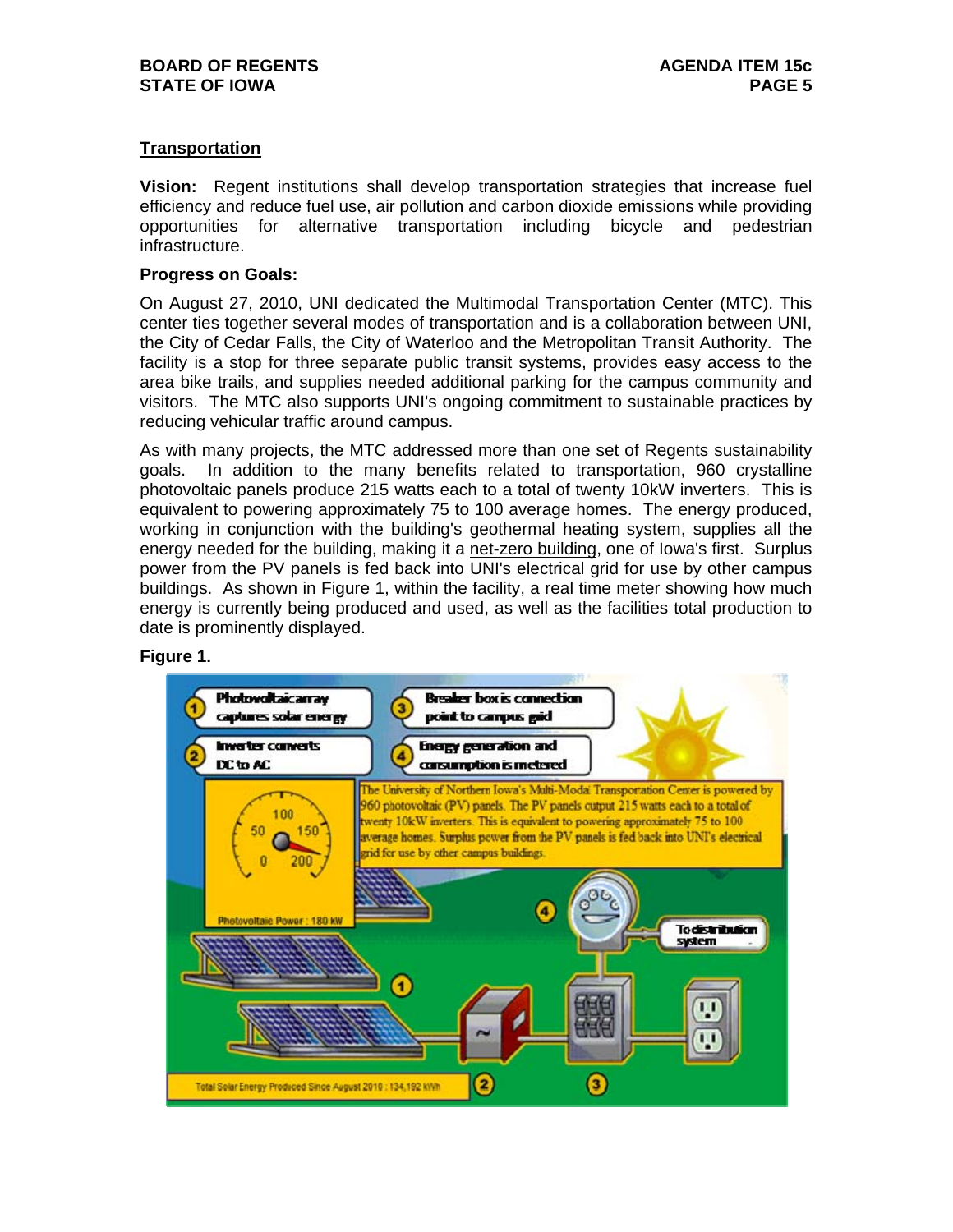## Transportation

**Vision:** Regent institutions shall develop transportation strategies that increase fuel efficiency and reduce fuel use, air pollution and carbon dioxide emissions while providing opportunities for alternative transportation including bicycle and pedestrian infrastructure.

**Progress on Goals:**

On August 27, 2010, UNI dedicated the Multimodal Transportation Center (MTC). This center ties together several modes of transportation and is a collaboration between UNI, the City of Cedar Falls, the City of Waterloo and the Metropolitan Transit Authority. The facility is a stop for three separate public transit systems, provides easy access to the area bike trails, and supplies needed additional parking for the campus community and visitors. The MTC also supports UNI's ongoing commitment to sustainable practices by reducing vehicular traffic around campus.

As with many projects, the MTC addressed more than one set of Regents sustainability goals. In addition to the many benefits related to transportation, 960 crystalline photovoltaic panels produce 215 watts each to a total of twenty 10kW inverters. This is equivalent to powering approximately 75 to 100 average homes. The energy produced, working in conjunction with the building's geothermal heating system, supplies all the energy needed for the building, making it a net-zero building, one of Iowa's first. Surplus power from the PV panels is fed back into UNI's electrical grid for use by other campus buildings. As shown in Figure 1, within the facility, a real time meter showing how much energy is currently being produced and used, as well as the facilities total production to date is prominently displayed.

**Figure 1.**

1. Photovoltaic array captures solar energy
2. Inverter converts DC to AC
3. Breaker box is connection point to campus grid
4. Energy generation and consumption is metered

The University of Northern Iowa's Multi-Modal Transportation Center is powered by 960 photovoltaic (PV) panels. The PV panels output 215 watts each to a total of twenty 10kW inverters. This is equivalent to powering approximately 75 to 100 average homes. Surplus power from the PV panels is fed back into UNI's electrical grid for use by other campus buildings.

Photovoltaic Power : 180 kW

To distribution system

Total Solar Energy Produced Since August 2010 : 134,192 kWh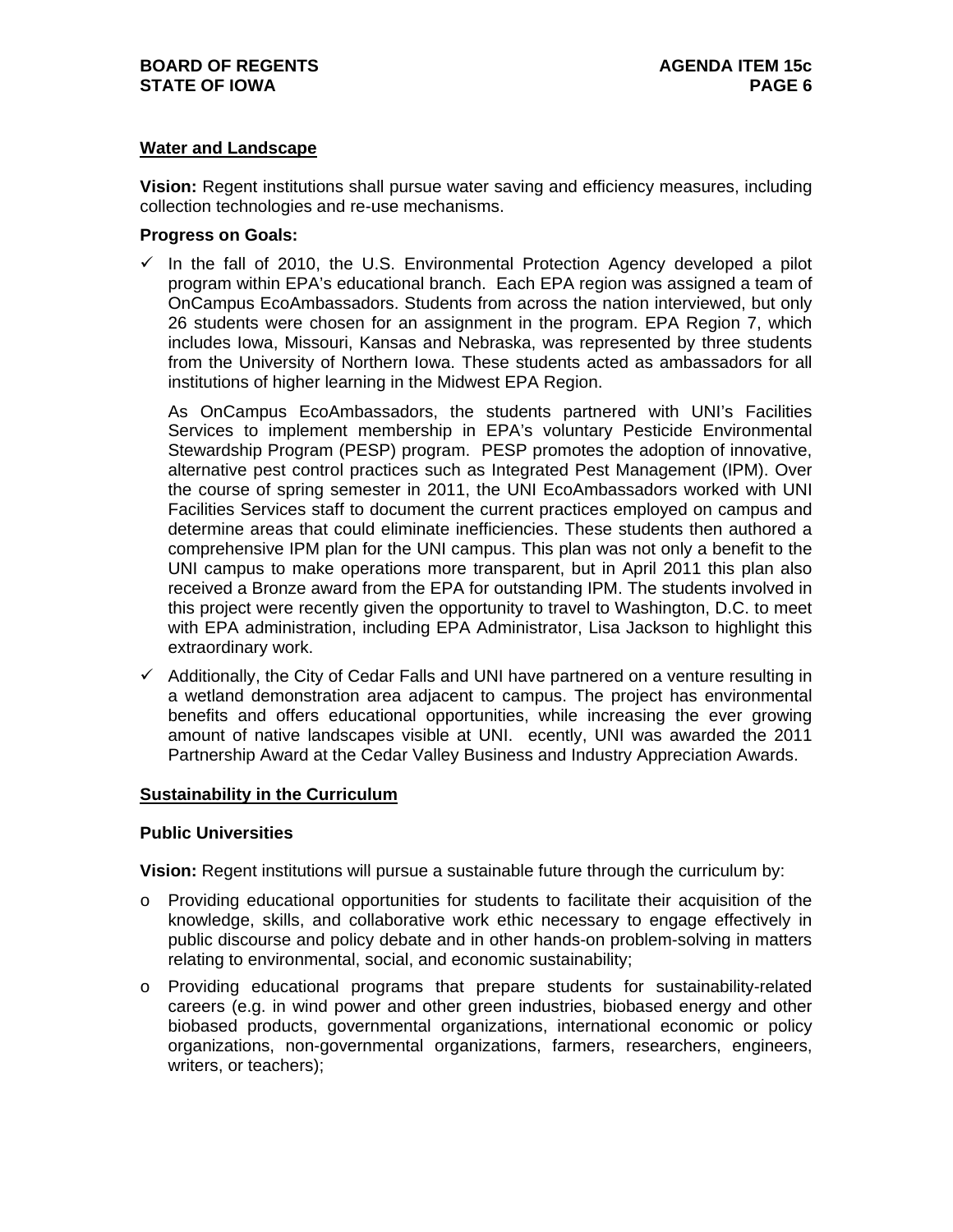**Water and Landscape**

**Vision:** Regent institutions shall pursue water saving and efficiency measures, including collection technologies and re-use mechanisms.

**Progress on Goals:**

- ✓ In the fall of 2010, the U.S. Environmental Protection Agency developed a pilot program within EPA's educational branch. Each EPA region was assigned a team of OnCampus EcoAmbassadors. Students from across the nation interviewed, but only 26 students were chosen for an assignment in the program. EPA Region 7, which includes Iowa, Missouri, Kansas and Nebraska, was represented by three students from the University of Northern Iowa. These students acted as ambassadors for all institutions of higher learning in the Midwest EPA Region.

  As OnCampus EcoAmbassadors, the students partnered with UNI's Facilities Services to implement membership in EPA's voluntary Pesticide Environmental Stewardship Program (PESP) program. PESP promotes the adoption of innovative, alternative pest control practices such as Integrated Pest Management (IPM). Over the course of spring semester in 2011, the UNI EcoAmbassadors worked with UNI Facilities Services staff to document the current practices employed on campus and determine areas that could eliminate inefficiencies. These students then authored a comprehensive IPM plan for the UNI campus. This plan was not only a benefit to the UNI campus to make operations more transparent, but in April 2011 this plan also received a Bronze award from the EPA for outstanding IPM. The students involved in this project were recently given the opportunity to travel to Washington, D.C. to meet with EPA administration, including EPA Administrator, Lisa Jackson to highlight this extraordinary work.

- ✓ Additionally, the City of Cedar Falls and UNI have partnered on a venture resulting in a wetland demonstration area adjacent to campus. The project has environmental benefits and offers educational opportunities, while increasing the ever growing amount of native landscapes visible at UNI. ecently, UNI was awarded the 2011 Partnership Award at the Cedar Valley Business and Industry Appreciation Awards.

**Sustainability in the Curriculum**

**Public Universities**

**Vision:** Regent institutions will pursue a sustainable future through the curriculum by:

- o Providing educational opportunities for students to facilitate their acquisition of the knowledge, skills, and collaborative work ethic necessary to engage effectively in public discourse and policy debate and in other hands-on problem-solving in matters relating to environmental, social, and economic sustainability;
- o Providing educational programs that prepare students for sustainability-related careers (e.g. in wind power and other green industries, biobased energy and other biobased products, governmental organizations, international economic or policy organizations, non-governmental organizations, farmers, researchers, engineers, writers, or teachers);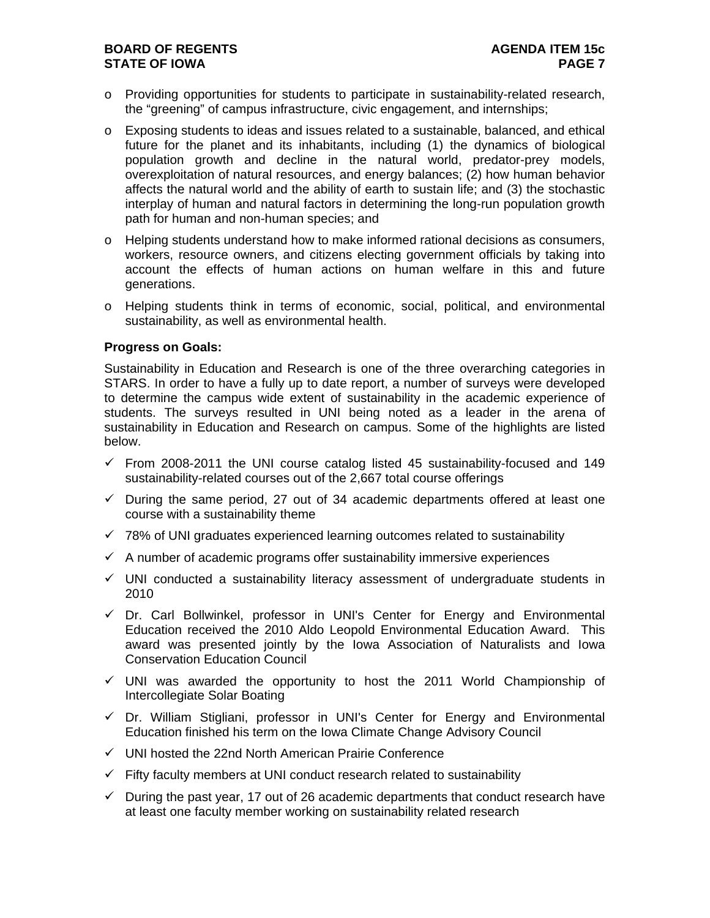- Providing opportunities for students to participate in sustainability-related research, the “greening” of campus infrastructure, civic engagement, and internships;
- Exposing students to ideas and issues related to a sustainable, balanced, and ethical future for the planet and its inhabitants, including (1) the dynamics of biological population growth and decline in the natural world, predator-prey models, overexploitation of natural resources, and energy balances; (2) how human behavior affects the natural world and the ability of earth to sustain life; and (3) the stochastic interplay of human and natural factors in determining the long-run population growth path for human and non-human species; and
- Helping students understand how to make informed rational decisions as consumers, workers, resource owners, and citizens electing government officials by taking into account the effects of human actions on human welfare in this and future generations.
- Helping students think in terms of economic, social, political, and environmental sustainability, as well as environmental health.

**Progress on Goals:**

Sustainability in Education and Research is one of the three overarching categories in STARS. In order to have a fully up to date report, a number of surveys were developed to determine the campus wide extent of sustainability in the academic experience of students. The surveys resulted in UNI being noted as a leader in the arena of sustainability in Education and Research on campus. Some of the highlights are listed below.

- ✓ From 2008-2011 the UNI course catalog listed 45 sustainability-focused and 149 sustainability-related courses out of the 2,667 total course offerings
- ✓ During the same period, 27 out of 34 academic departments offered at least one course with a sustainability theme
- ✓ 78% of UNI graduates experienced learning outcomes related to sustainability
- ✓ A number of academic programs offer sustainability immersive experiences
- ✓ UNI conducted a sustainability literacy assessment of undergraduate students in 2010
- ✓ Dr. Carl Bollwinkel, professor in UNI's Center for Energy and Environmental Education received the 2010 Aldo Leopold Environmental Education Award. This award was presented jointly by the Iowa Association of Naturalists and Iowa Conservation Education Council
- ✓ UNI was awarded the opportunity to host the 2011 World Championship of Intercollegiate Solar Boating
- ✓ Dr. William Stigliani, professor in UNI's Center for Energy and Environmental Education finished his term on the Iowa Climate Change Advisory Council
- ✓ UNI hosted the 22nd North American Prairie Conference
- ✓ Fifty faculty members at UNI conduct research related to sustainability
- ✓ During the past year, 17 out of 26 academic departments that conduct research have at least one faculty member working on sustainability related research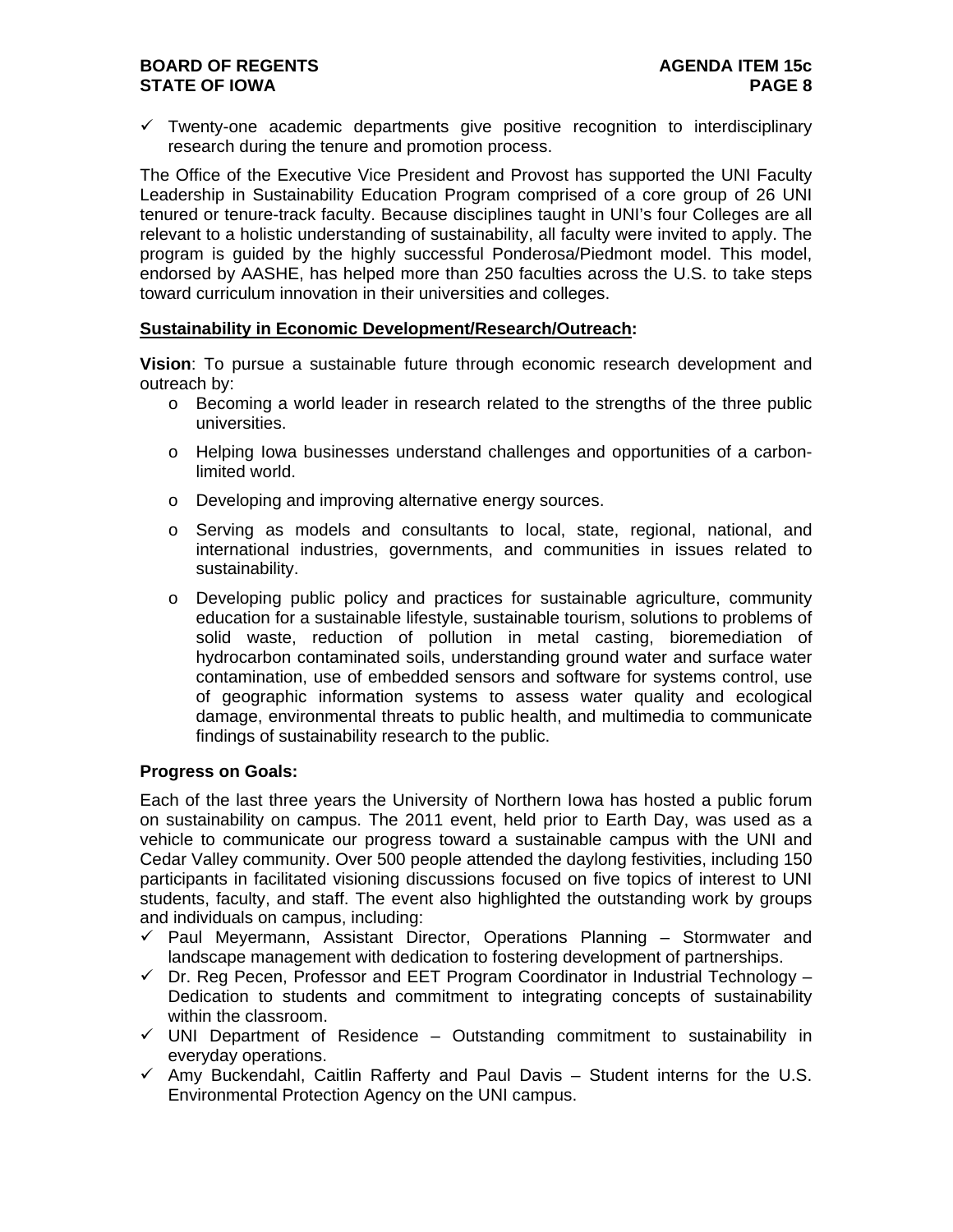- ✓ Twenty-one academic departments give positive recognition to interdisciplinary research during the tenure and promotion process.

The Office of the Executive Vice President and Provost has supported the UNI Faculty Leadership in Sustainability Education Program comprised of a core group of 26 UNI tenured or tenure-track faculty. Because disciplines taught in UNI's four Colleges are all relevant to a holistic understanding of sustainability, all faculty were invited to apply. The program is guided by the highly successful Ponderosa/Piedmont model. This model, endorsed by AASHE, has helped more than 250 faculties across the U.S. to take steps toward curriculum innovation in their universities and colleges.

**<u>Sustainability in Economic Development/Research/Outreach</u>:**

**Vision**: To pursue a sustainable future through economic research development and outreach by:

- Becoming a world leader in research related to the strengths of the three public universities.
- Helping Iowa businesses understand challenges and opportunities of a carbon-limited world.
- Developing and improving alternative energy sources.
- Serving as models and consultants to local, state, regional, national, and international industries, governments, and communities in issues related to sustainability.
- Developing public policy and practices for sustainable agriculture, community education for a sustainable lifestyle, sustainable tourism, solutions to problems of solid waste, reduction of pollution in metal casting, bioremediation of hydrocarbon contaminated soils, understanding ground water and surface water contamination, use of embedded sensors and software for systems control, use of geographic information systems to assess water quality and ecological damage, environmental threats to public health, and multimedia to communicate findings of sustainability research to the public.

**Progress on Goals:**

Each of the last three years the University of Northern Iowa has hosted a public forum on sustainability on campus. The 2011 event, held prior to Earth Day, was used as a vehicle to communicate our progress toward a sustainable campus with the UNI and Cedar Valley community. Over 500 people attended the daylong festivities, including 150 participants in facilitated visioning discussions focused on five topics of interest to UNI students, faculty, and staff. The event also highlighted the outstanding work by groups and individuals on campus, including:

- ✓ Paul Meyermann, Assistant Director, Operations Planning – Stormwater and landscape management with dedication to fostering development of partnerships.
- ✓ Dr. Reg Pecen, Professor and EET Program Coordinator in Industrial Technology – Dedication to students and commitment to integrating concepts of sustainability within the classroom.
- ✓ UNI Department of Residence – Outstanding commitment to sustainability in everyday operations.
- ✓ Amy Buckendahl, Caitlin Rafferty and Paul Davis – Student interns for the U.S. Environmental Protection Agency on the UNI campus.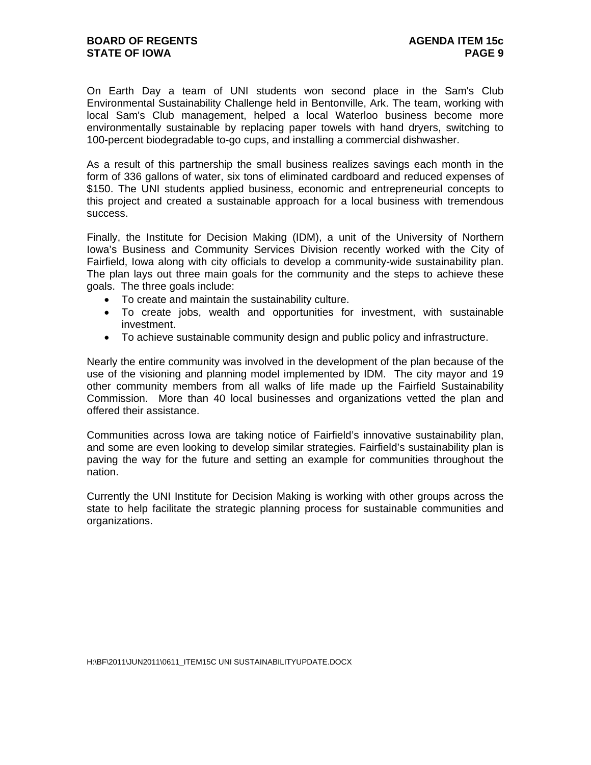On Earth Day a team of UNI students won second place in the Sam's Club Environmental Sustainability Challenge held in Bentonville, Ark. The team, working with local Sam's Club management, helped a local Waterloo business become more environmentally sustainable by replacing paper towels with hand dryers, switching to 100-percent biodegradable to-go cups, and installing a commercial dishwasher.

As a result of this partnership the small business realizes savings each month in the form of 336 gallons of water, six tons of eliminated cardboard and reduced expenses of $150. The UNI students applied business, economic and entrepreneurial concepts to this project and created a sustainable approach for a local business with tremendous success.

Finally, the Institute for Decision Making (IDM), a unit of the University of Northern Iowa's Business and Community Services Division recently worked with the City of Fairfield, Iowa along with city officials to develop a community-wide sustainability plan. The plan lays out three main goals for the community and the steps to achieve these goals. The three goals include:

- To create and maintain the sustainability culture.
- To create jobs, wealth and opportunities for investment, with sustainable investment.
- To achieve sustainable community design and public policy and infrastructure.

Nearly the entire community was involved in the development of the plan because of the use of the visioning and planning model implemented by IDM. The city mayor and 19 other community members from all walks of life made up the Fairfield Sustainability Commission. More than 40 local businesses and organizations vetted the plan and offered their assistance.

Communities across Iowa are taking notice of Fairfield's innovative sustainability plan, and some are even looking to develop similar strategies. Fairfield's sustainability plan is paving the way for the future and setting an example for communities throughout the nation.

Currently the UNI Institute for Decision Making is working with other groups across the state to help facilitate the strategic planning process for sustainable communities and organizations.